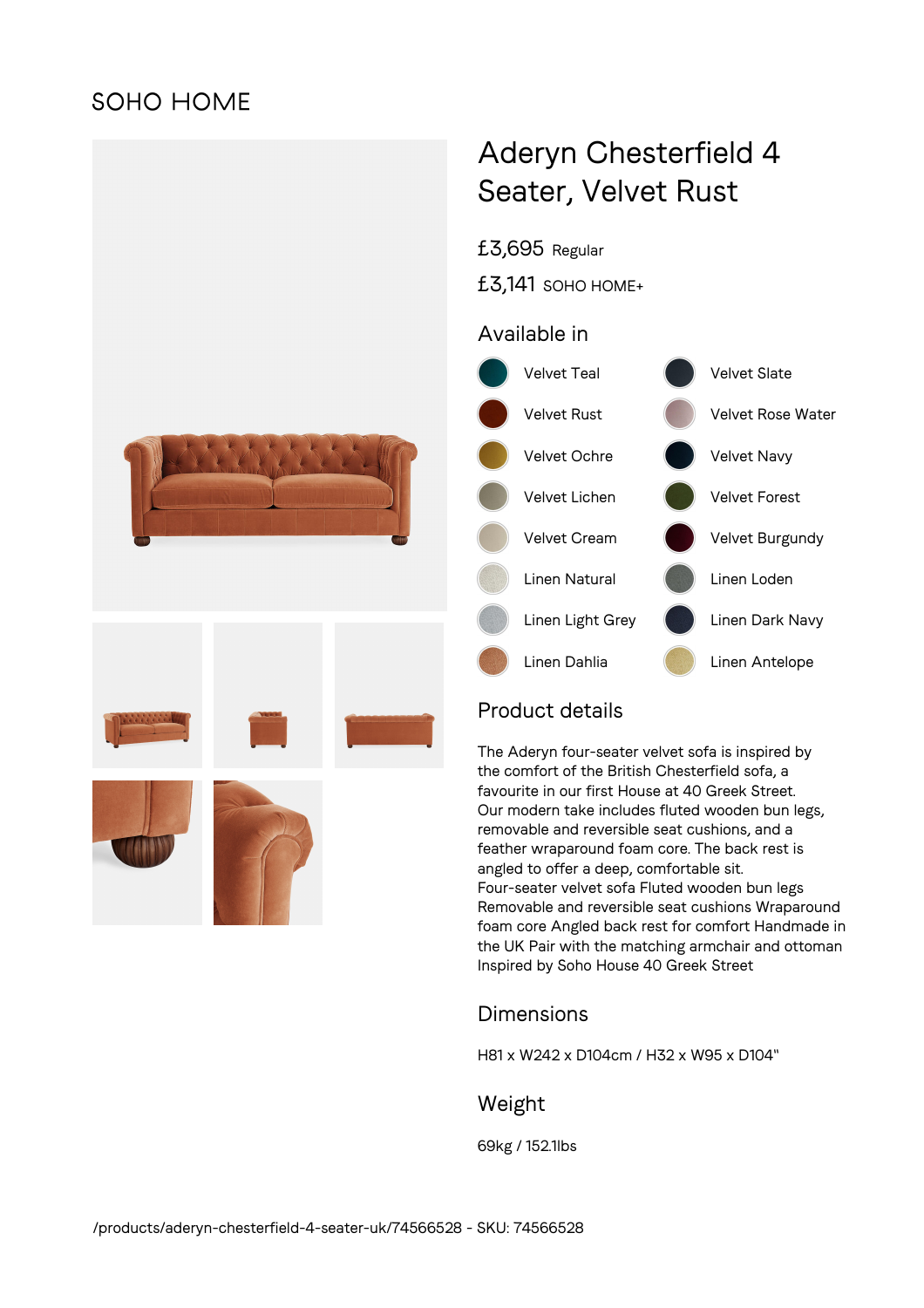SOHO HOME

# Aderyn Chesterfield 4 Seater, Velvet Rust

£3,695 Regular

£3,141 SOHO HOME+

## Available in

- Velvet Teal
- Velvet Rust
- Velvet Ochre
- Velvet Lichen
- Velvet Cream
- Linen Natural
- Linen Light Grey
- Linen Dahlia
- Velvet Slate
- Velvet Rose Water
- Velvet Navy
- Velvet Forest
- Velvet Burgundy
- Linen Loden
- Linen Dark Navy
- Linen Antelope

## Product details

The Aderyn four-seater velvet sofa is inspired by the comfort of the British Chesterfield sofa, a favourite in our first House at 40 Greek Street. Our modern take includes fluted wooden bun legs, removable and reversible seat cushions, and a feather wraparound foam core. The back rest is angled to offer a deep, comfortable sit. Four-seater velvet sofa Fluted wooden bun legs Removable and reversible seat cushions Wraparound foam core Angled back rest for comfort Handmade in the UK Pair with the matching armchair and ottoman Inspired by Soho House 40 Greek Street

## Dimensions

H81 x W242 x D104cm / H32 x W95 x D104"

## Weight

69kg / 152.1lbs

/products/aderyn-chesterfield-4-seater-uk/74566528 - SKU: 74566528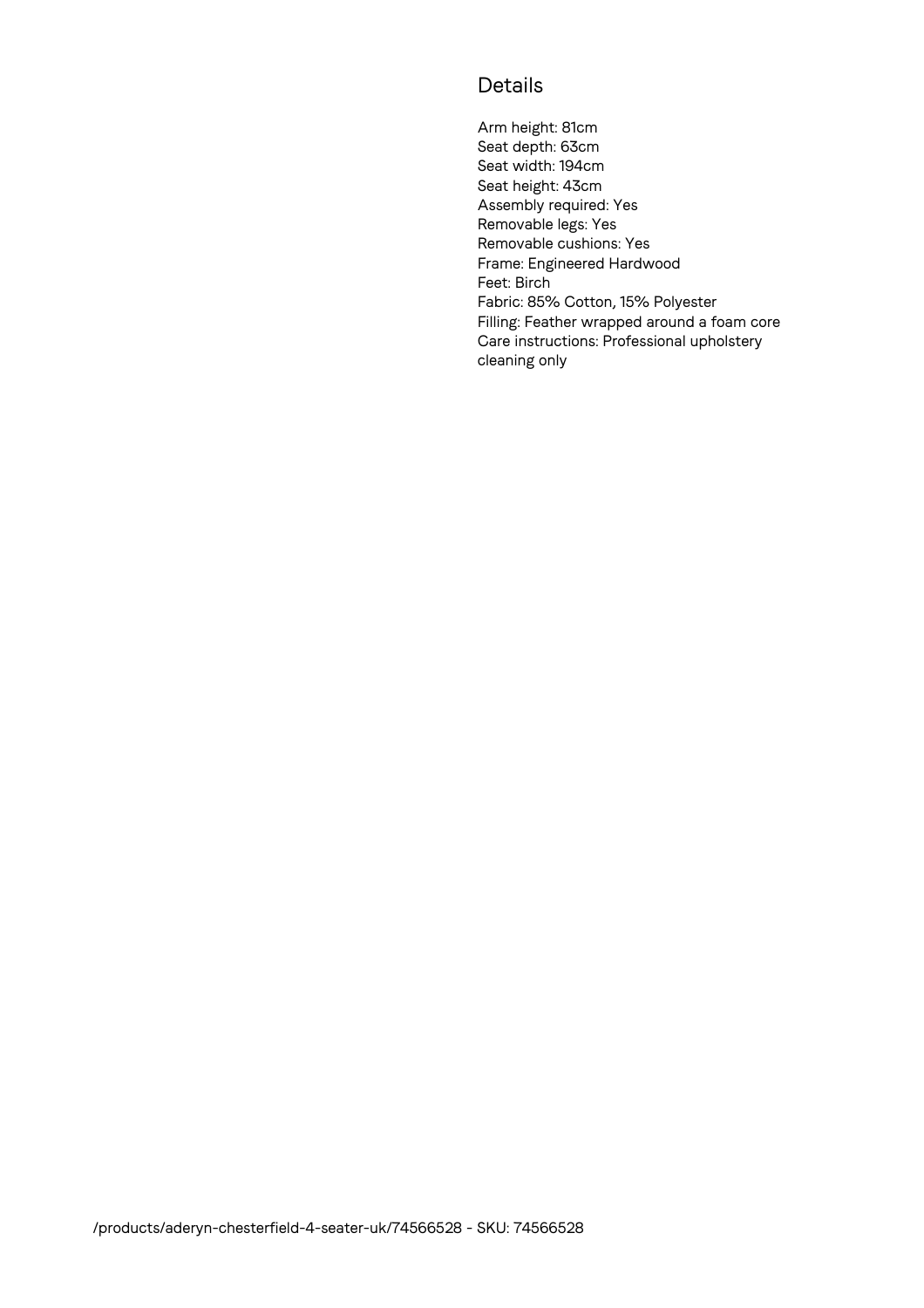## Details

Arm height: 81cm
Seat depth: 63cm
Seat width: 194cm
Seat height: 43cm
Assembly required: Yes
Removable legs: Yes
Removable cushions: Yes
Frame: Engineered Hardwood
Feet: Birch
Fabric: 85% Cotton, 15% Polyester
Filling: Feather wrapped around a foam core
Care instructions: Professional upholstery cleaning only

/products/aderyn-chesterfield-4-seater-uk/74566528 - SKU: 74566528